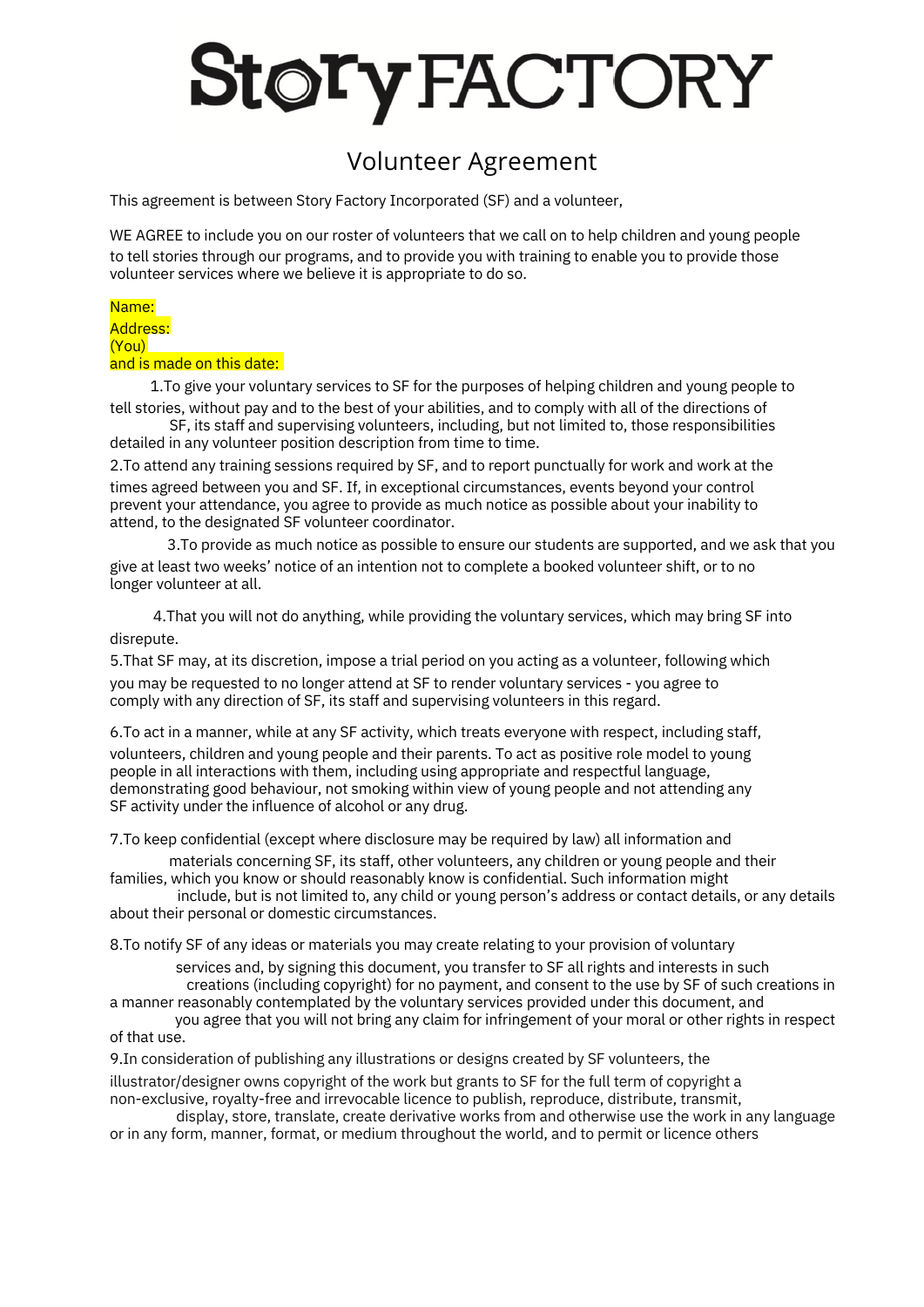# Story FACTORY

## Volunteer Agreement

This agreement is between Story Factory Incorporated (SF) and a volunteer,

WE AGREE to include you on our roster of volunteers that we call on to help children and young people to tell stories through our programs, and to provide you with training to enable you to provide those volunteer services where we believe it is appropriate to do so.

Name:
Address:
(You)
and is made on this date:

1. To give your voluntary services to SF for the purposes of helping children and young people to tell stories, without pay and to the best of your abilities, and to comply with all of the directions of SF, its staff and supervising volunteers, including, but not limited to, those responsibilities detailed in any volunteer position description from time to time.
2. To attend any training sessions required by SF, and to report punctually for work and work at the times agreed between you and SF. If, in exceptional circumstances, events beyond your control prevent your attendance, you agree to provide as much notice as possible about your inability to attend, to the designated SF volunteer coordinator.
3. To provide as much notice as possible to ensure our students are supported, and we ask that you give at least two weeks' notice of an intention not to complete a booked volunteer shift, or to no longer volunteer at all.
4. That you will not do anything, while providing the voluntary services, which may bring SF into disrepute.
5. That SF may, at its discretion, impose a trial period on you acting as a volunteer, following which you may be requested to no longer attend at SF to render voluntary services - you agree to comply with any direction of SF, its staff and supervising volunteers in this regard.
6. To act in a manner, while at any SF activity, which treats everyone with respect, including staff, volunteers, children and young people and their parents. To act as positive role model to young people in all interactions with them, including using appropriate and respectful language, demonstrating good behaviour, not smoking within view of young people and not attending any SF activity under the influence of alcohol or any drug.
7. To keep confidential (except where disclosure may be required by law) all information and materials concerning SF, its staff, other volunteers, any children or young people and their families, which you know or should reasonably know is confidential. Such information might include, but is not limited to, any child or young person's address or contact details, or any details about their personal or domestic circumstances.
8. To notify SF of any ideas or materials you may create relating to your provision of voluntary services and, by signing this document, you transfer to SF all rights and interests in such creations (including copyright) for no payment, and consent to the use by SF of such creations in a manner reasonably contemplated by the voluntary services provided under this document, and you agree that you will not bring any claim for infringement of your moral or other rights in respect of that use.
9. In consideration of publishing any illustrations or designs created by SF volunteers, the illustrator/designer owns copyright of the work but grants to SF for the full term of copyright a non-exclusive, royalty-free and irrevocable licence to publish, reproduce, distribute, transmit, display, store, translate, create derivative works from and otherwise use the work in any language or in any form, manner, format, or medium throughout the world, and to permit or licence others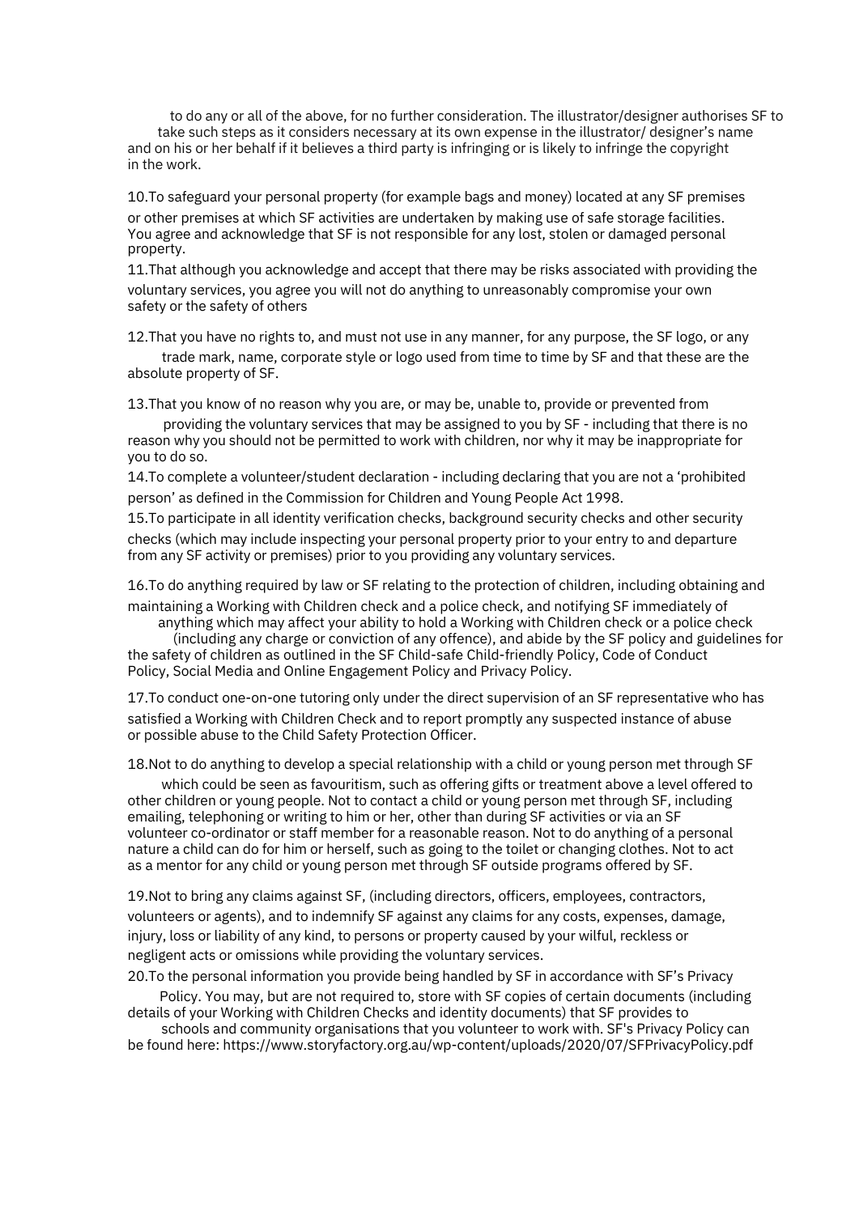to do any or all of the above, for no further consideration. The illustrator/designer authorises SF to take such steps as it considers necessary at its own expense in the illustrator/ designer's name and on his or her behalf if it believes a third party is infringing or is likely to infringe the copyright in the work.

10. To safeguard your personal property (for example bags and money) located at any SF premises or other premises at which SF activities are undertaken by making use of safe storage facilities. You agree and acknowledge that SF is not responsible for any lost, stolen or damaged personal property.

11. That although you acknowledge and accept that there may be risks associated with providing the voluntary services, you agree you will not do anything to unreasonably compromise your own safety or the safety of others

12. That you have no rights to, and must not use in any manner, for any purpose, the SF logo, or any trade mark, name, corporate style or logo used from time to time by SF and that these are the absolute property of SF.

13. That you know of no reason why you are, or may be, unable to, provide or prevented from providing the voluntary services that may be assigned to you by SF - including that there is no reason why you should not be permitted to work with children, nor why it may be inappropriate for you to do so.

14. To complete a volunteer/student declaration - including declaring that you are not a 'prohibited person' as defined in the Commission for Children and Young People Act 1998.

15. To participate in all identity verification checks, background security checks and other security checks (which may include inspecting your personal property prior to your entry to and departure from any SF activity or premises) prior to you providing any voluntary services.

16. To do anything required by law or SF relating to the protection of children, including obtaining and maintaining a Working with Children check and a police check, and notifying SF immediately of anything which may affect your ability to hold a Working with Children check or a police check (including any charge or conviction of any offence), and abide by the SF policy and guidelines for the safety of children as outlined in the SF Child-safe Child-friendly Policy, Code of Conduct Policy, Social Media and Online Engagement Policy and Privacy Policy.

17. To conduct one-on-one tutoring only under the direct supervision of an SF representative who has satisfied a Working with Children Check and to report promptly any suspected instance of abuse or possible abuse to the Child Safety Protection Officer.

18. Not to do anything to develop a special relationship with a child or young person met through SF which could be seen as favouritism, such as offering gifts or treatment above a level offered to other children or young people. Not to contact a child or young person met through SF, including emailing, telephoning or writing to him or her, other than during SF activities or via an SF volunteer co-ordinator or staff member for a reasonable reason. Not to do anything of a personal nature a child can do for him or herself, such as going to the toilet or changing clothes. Not to act as a mentor for any child or young person met through SF outside programs offered by SF.

19. Not to bring any claims against SF, (including directors, officers, employees, contractors, volunteers or agents), and to indemnify SF against any claims for any costs, expenses, damage, injury, loss or liability of any kind, to persons or property caused by your wilful, reckless or negligent acts or omissions while providing the voluntary services.

20. To the personal information you provide being handled by SF in accordance with SF's Privacy Policy. You may, but are not required to, store with SF copies of certain documents (including details of your Working with Children Checks and identity documents) that SF provides to schools and community organisations that you volunteer to work with. SF's Privacy Policy can be found here: https://www.storyfactory.org.au/wp-content/uploads/2020/07/SFPrivacyPolicy.pdf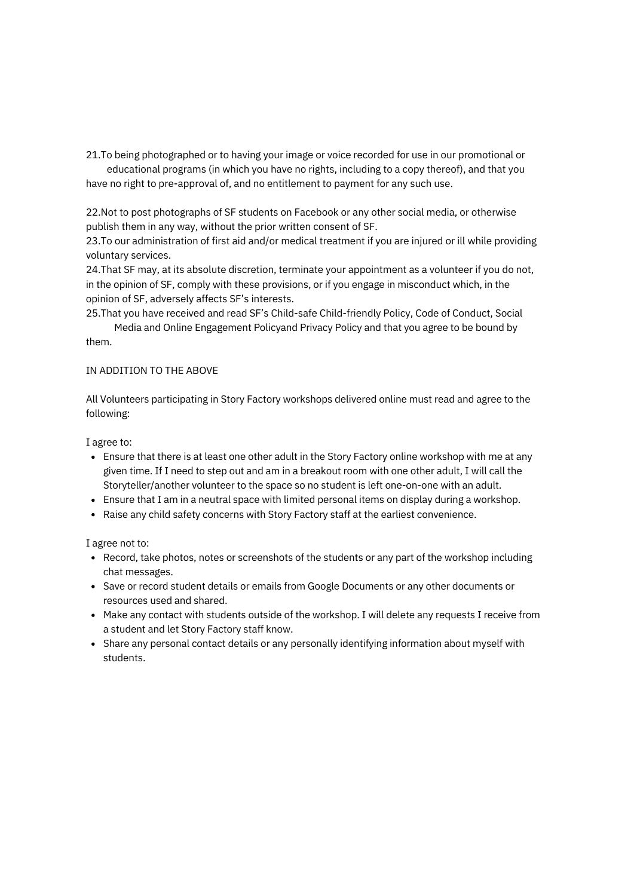21.To being photographed or to having your image or voice recorded for use in our promotional or educational programs (in which you have no rights, including to a copy thereof), and that you have no right to pre-approval of, and no entitlement to payment for any such use.

22.Not to post photographs of SF students on Facebook or any other social media, or otherwise publish them in any way, without the prior written consent of SF.

23.To our administration of first aid and/or medical treatment if you are injured or ill while providing voluntary services.

24.That SF may, at its absolute discretion, terminate your appointment as a volunteer if you do not, in the opinion of SF, comply with these provisions, or if you engage in misconduct which, in the opinion of SF, adversely affects SF's interests.

25.That you have received and read SF's Child-safe Child-friendly Policy, Code of Conduct, Social Media and Online Engagement Policyand Privacy Policy and that you agree to be bound by them.

IN ADDITION TO THE ABOVE

All Volunteers participating in Story Factory workshops delivered online must read and agree to the following:

I agree to:

- Ensure that there is at least one other adult in the Story Factory online workshop with me at any given time. If I need to step out and am in a breakout room with one other adult, I will call the Storyteller/another volunteer to the space so no student is left one-on-one with an adult.
- Ensure that I am in a neutral space with limited personal items on display during a workshop.
- Raise any child safety concerns with Story Factory staff at the earliest convenience.

I agree not to:

- Record, take photos, notes or screenshots of the students or any part of the workshop including chat messages.
- Save or record student details or emails from Google Documents or any other documents or resources used and shared.
- Make any contact with students outside of the workshop. I will delete any requests I receive from a student and let Story Factory staff know.
- Share any personal contact details or any personally identifying information about myself with students.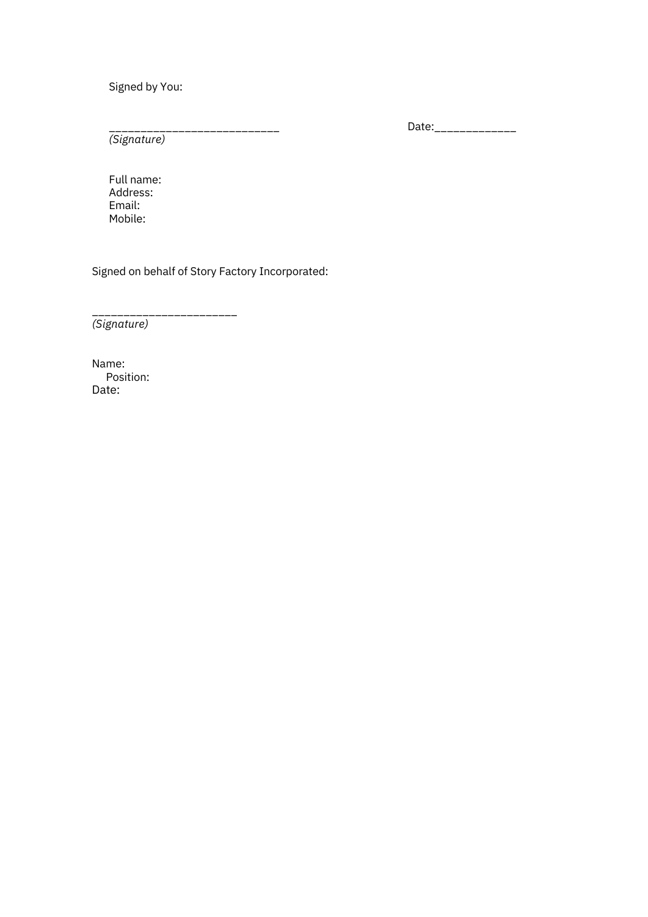Signed by You:

___________________________ Date:_____________
*(Signature)*

Full name:
Address:
Email:
Mobile:

Signed on behalf of Story Factory Incorporated:

_______________________
*(Signature)*

Name:
Position:
Date: